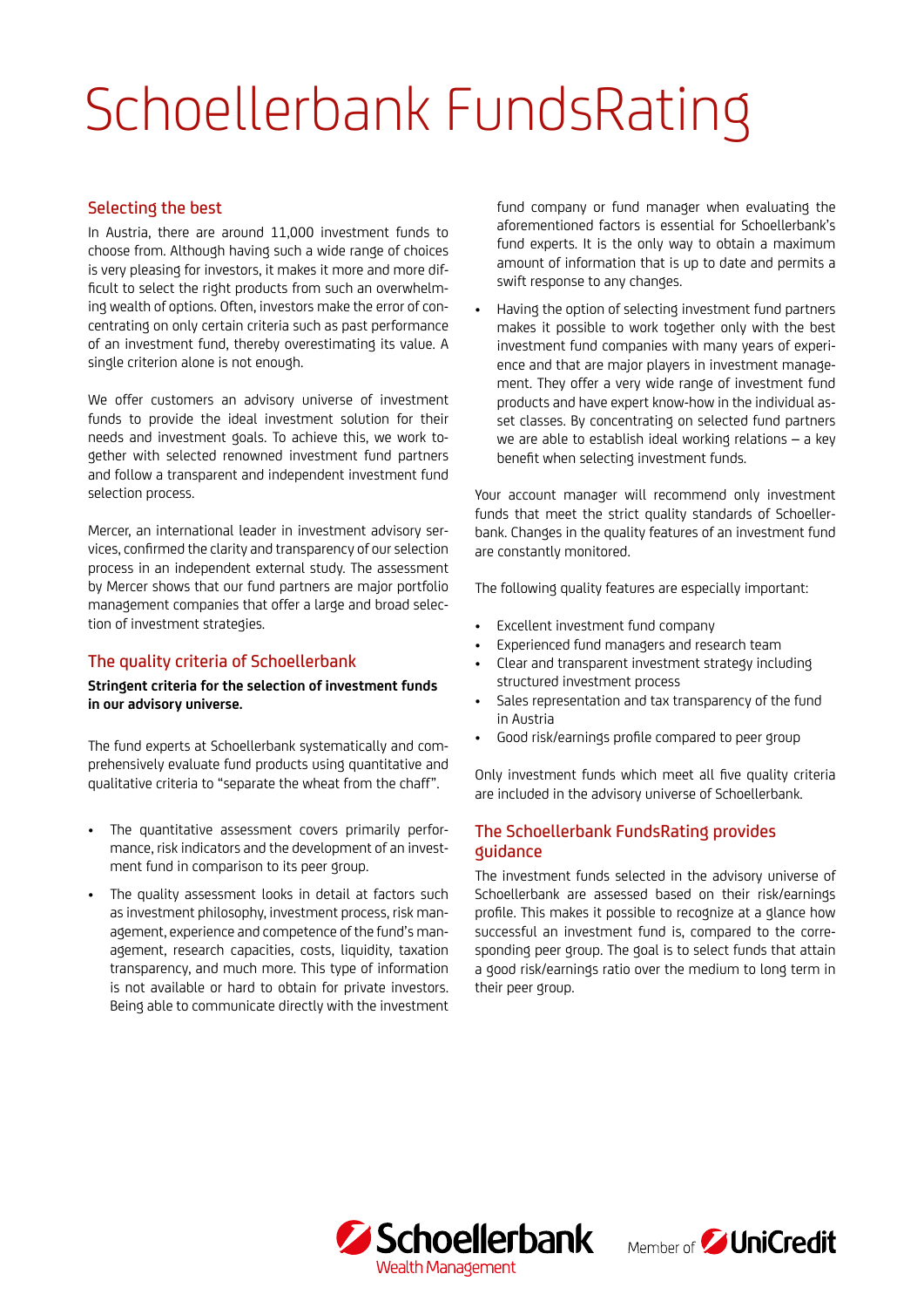# Schoellerbank FundsRating

## Selecting the best

In Austria, there are around 11,000 investment funds to choose from. Although having such a wide range of choices is very pleasing for investors, it makes it more and more difficult to select the right products from such an overwhelming wealth of options. Often, investors make the error of concentrating on only certain criteria such as past performance of an investment fund, thereby overestimating its value. A single criterion alone is not enough.

We offer customers an advisory universe of investment funds to provide the ideal investment solution for their needs and investment goals. To achieve this, we work together with selected renowned investment fund partners and follow a transparent and independent investment fund selection process.

Mercer, an international leader in investment advisory services, confirmed the clarity and transparency of our selection process in an independent external study. The assessment by Mercer shows that our fund partners are major portfolio management companies that offer a large and broad selection of investment strategies.

## The quality criteria of Schoellerbank

**Stringent criteria for the selection of investment funds in our advisory universe.**

The fund experts at Schoellerbank systematically and comprehensively evaluate fund products using quantitative and qualitative criteria to "separate the wheat from the chaff".

- The quantitative assessment covers primarily performance, risk indicators and the development of an investment fund in comparison to its peer group.
- The quality assessment looks in detail at factors such as investment philosophy, investment process, risk management, experience and competence of the fund's management, research capacities, costs, liquidity, taxation transparency, and much more. This type of information is not available or hard to obtain for private investors. Being able to communicate directly with the investment fund company or fund manager when evaluating the aforementioned factors is essential for Schoellerbank's fund experts. It is the only way to obtain a maximum amount of information that is up to date and permits a swift response to any changes.
- Having the option of selecting investment fund partners makes it possible to work together only with the best investment fund companies with many years of experience and that are major players in investment management. They offer a very wide range of investment fund products and have expert know-how in the individual asset classes. By concentrating on selected fund partners we are able to establish ideal working relations – a key benefit when selecting investment funds.

Your account manager will recommend only investment funds that meet the strict quality standards of Schoellerbank. Changes in the quality features of an investment fund are constantly monitored.

The following quality features are especially important:

- Excellent investment fund company
- Experienced fund managers and research team
- Clear and transparent investment strategy including structured investment process
- Sales representation and tax transparency of the fund in Austria
- Good risk/earnings profile compared to peer group

Only investment funds which meet all five quality criteria are included in the advisory universe of Schoellerbank.

## The Schoellerbank FundsRating provides guidance

The investment funds selected in the advisory universe of Schoellerbank are assessed based on their risk/earnings profile. This makes it possible to recognize at a glance how successful an investment fund is, compared to the corresponding peer group. The goal is to select funds that attain a good risk/earnings ratio over the medium to long term in their peer group.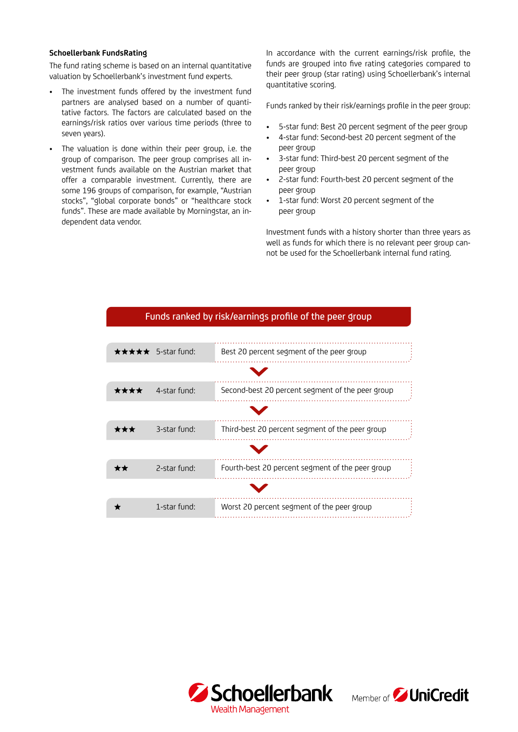**Schoellerbank FundsRating**

The fund rating scheme is based on an internal quantitative valuation by Schoellerbank's investment fund experts.

- The investment funds offered by the investment fund partners are analysed based on a number of quantitative factors. The factors are calculated based on the earnings/risk ratios over various time periods (three to seven years).
- The valuation is done within their peer group, i.e. the group of comparison. The peer group comprises all investment funds available on the Austrian market that offer a comparable investment. Currently, there are some 196 groups of comparison, for example, "Austrian stocks", "global corporate bonds" or "healthcare stock funds". These are made available by Morningstar, an independent data vendor.

In accordance with the current earnings/risk profile, the funds are grouped into five rating categories compared to their peer group (star rating) using Schoellerbank's internal quantitative scoring.

Funds ranked by their risk/earnings profile in the peer group:

- 5-star fund: Best 20 percent segment of the peer group
- 4-star fund: Second-best 20 percent segment of the peer group
- 3-star fund: Third-best 20 percent segment of the peer group
- 2-star fund: Fourth-best 20 percent segment of the peer group
- 1-star fund: Worst 20 percent segment of the peer group

Investment funds with a history shorter than three years as well as funds for which there is no relevant peer group cannot be used for the Schoellerbank internal fund rating.

**Funds ranked by risk/earnings profile of the peer group**

| Rating | Fund | Description |
|---|---|---|
| ★★★★★ | 5-star fund: | Best 20 percent segment of the peer group |
| ★★★★ | 4-star fund: | Second-best 20 percent segment of the peer group |
| ★★★ | 3-star fund: | Third-best 20 percent segment of the peer group |
| ★★ | 2-star fund: | Fourth-best 20 percent segment of the peer group |
| ★ | 1-star fund: | Worst 20 percent segment of the peer group |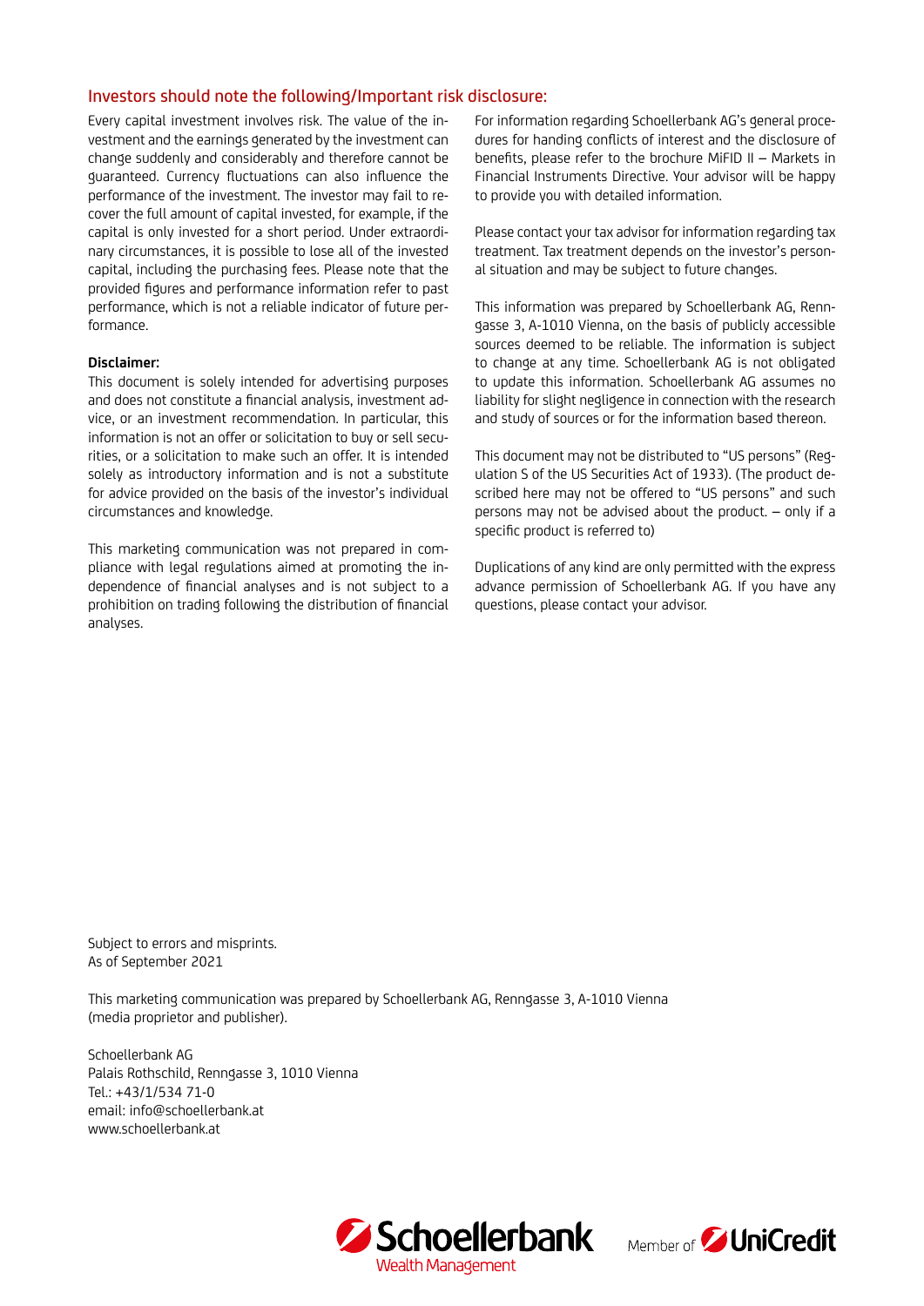## Investors should note the following/Important risk disclosure:

Every capital investment involves risk. The value of the investment and the earnings generated by the investment can change suddenly and considerably and therefore cannot be guaranteed. Currency fluctuations can also influence the performance of the investment. The investor may fail to recover the full amount of capital invested, for example, if the capital is only invested for a short period. Under extraordinary circumstances, it is possible to lose all of the invested capital, including the purchasing fees. Please note that the provided figures and performance information refer to past performance, which is not a reliable indicator of future performance.

**Disclaimer:**

This document is solely intended for advertising purposes and does not constitute a financial analysis, investment advice, or an investment recommendation. In particular, this information is not an offer or solicitation to buy or sell securities, or a solicitation to make such an offer. It is intended solely as introductory information and is not a substitute for advice provided on the basis of the investor's individual circumstances and knowledge.

This marketing communication was not prepared in compliance with legal regulations aimed at promoting the independence of financial analyses and is not subject to a prohibition on trading following the distribution of financial analyses.

For information regarding Schoellerbank AG's general procedures for handing conflicts of interest and the disclosure of benefits, please refer to the brochure MiFID II – Markets in Financial Instruments Directive. Your advisor will be happy to provide you with detailed information.

Please contact your tax advisor for information regarding tax treatment. Tax treatment depends on the investor's personal situation and may be subject to future changes.

This information was prepared by Schoellerbank AG, Renngasse 3, A-1010 Vienna, on the basis of publicly accessible sources deemed to be reliable. The information is subject to change at any time. Schoellerbank AG is not obligated to update this information. Schoellerbank AG assumes no liability for slight negligence in connection with the research and study of sources or for the information based thereon.

This document may not be distributed to "US persons" (Regulation S of the US Securities Act of 1933). (The product described here may not be offered to "US persons" and such persons may not be advised about the product. – only if a specific product is referred to)

Duplications of any kind are only permitted with the express advance permission of Schoellerbank AG. If you have any questions, please contact your advisor.

Subject to errors and misprints.
As of September 2021

This marketing communication was prepared by Schoellerbank AG, Renngasse 3, A-1010 Vienna (media proprietor and publisher).

Schoellerbank AG
Palais Rothschild, Renngasse 3, 1010 Vienna
Tel.: +43/1/534 71-0
email: info@schoellerbank.at
www.schoellerbank.at

Schoellerbank Wealth Management

Member of UniCredit